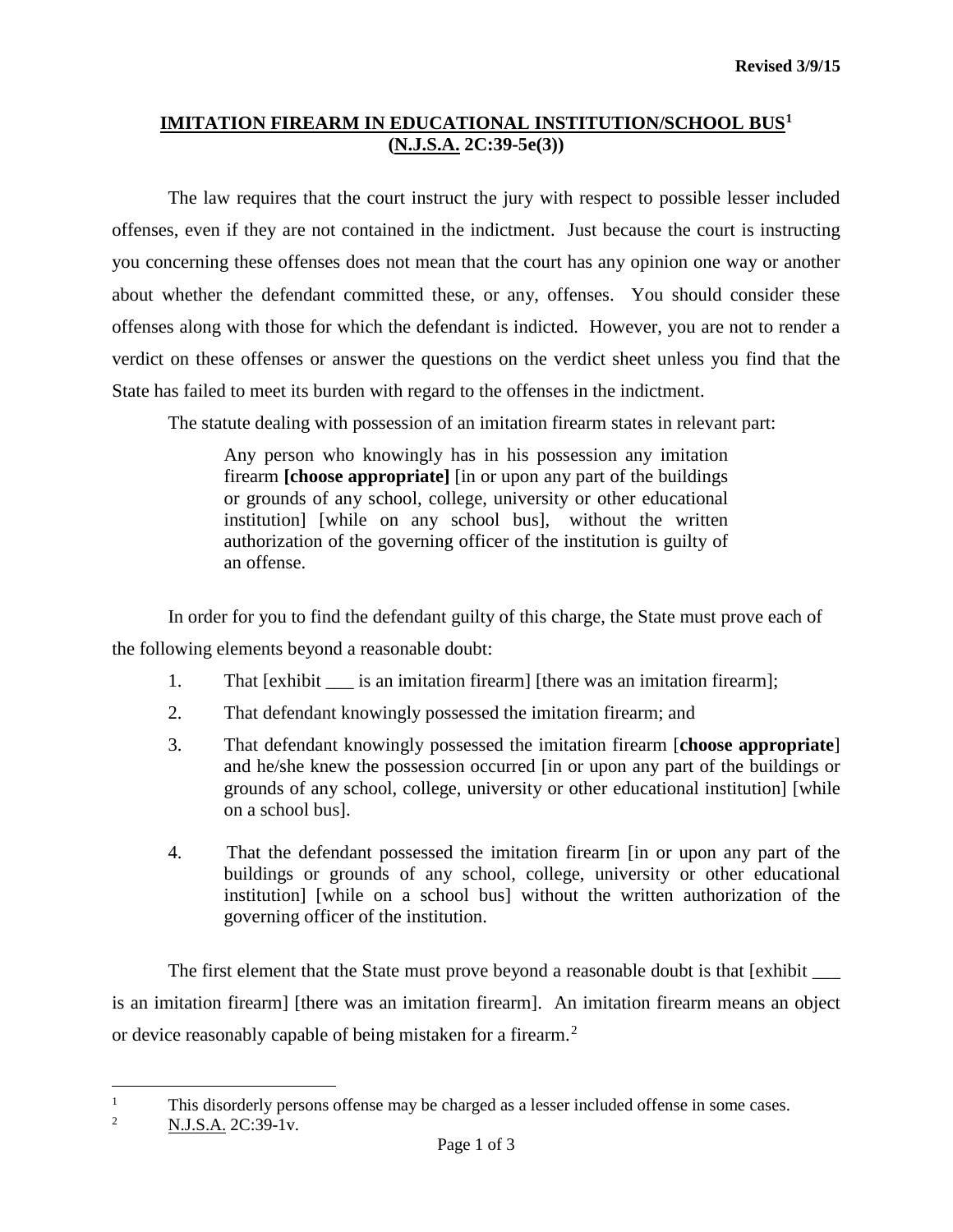Revised 3/9/15

# IMITATION FIREARM IN EDUCATIONAL INSTITUTION/SCHOOL BUS[1] (N.J.S.A. 2C:39-5e(3))

The law requires that the court instruct the jury with respect to possible lesser included offenses, even if they are not contained in the indictment. Just because the court is instructing you concerning these offenses does not mean that the court has any opinion one way or another about whether the defendant committed these, or any, offenses. You should consider these offenses along with those for which the defendant is indicted. However, you are not to render a verdict on these offenses or answer the questions on the verdict sheet unless you find that the State has failed to meet its burden with regard to the offenses in the indictment.

The statute dealing with possession of an imitation firearm states in relevant part:

> Any person who knowingly has in his possession any imitation firearm **[choose appropriate]** [in or upon any part of the buildings or grounds of any school, college, university or other educational institution] [while on any school bus], without the written authorization of the governing officer of the institution is guilty of an offense.

In order for you to find the defendant guilty of this charge, the State must prove each of the following elements beyond a reasonable doubt:

1. That [exhibit ___ is an imitation firearm] [there was an imitation firearm];
2. That defendant knowingly possessed the imitation firearm; and
3. That defendant knowingly possessed the imitation firearm [**choose appropriate**] and he/she knew the possession occurred [in or upon any part of the buildings or grounds of any school, college, university or other educational institution] [while on a school bus].
4. That the defendant possessed the imitation firearm [in or upon any part of the buildings or grounds of any school, college, university or other educational institution] [while on a school bus] without the written authorization of the governing officer of the institution.

The first element that the State must prove beyond a reasonable doubt is that [exhibit ___ is an imitation firearm] [there was an imitation firearm]. An imitation firearm means an object or device reasonably capable of being mistaken for a firearm.[2]

---

[1] This disorderly persons offense may be charged as a lesser included offense in some cases.

[2] N.J.S.A. 2C:39-1v.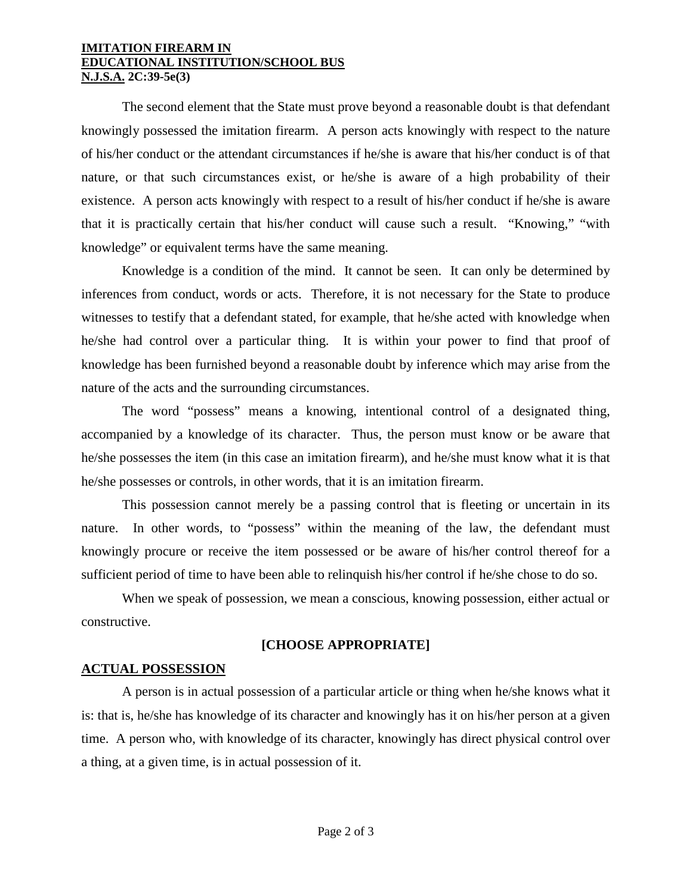The second element that the State must prove beyond a reasonable doubt is that defendant knowingly possessed the imitation firearm. A person acts knowingly with respect to the nature of his/her conduct or the attendant circumstances if he/she is aware that his/her conduct is of that nature, or that such circumstances exist, or he/she is aware of a high probability of their existence. A person acts knowingly with respect to a result of his/her conduct if he/she is aware that it is practically certain that his/her conduct will cause such a result. "Knowing," "with knowledge" or equivalent terms have the same meaning.

Knowledge is a condition of the mind. It cannot be seen. It can only be determined by inferences from conduct, words or acts. Therefore, it is not necessary for the State to produce witnesses to testify that a defendant stated, for example, that he/she acted with knowledge when he/she had control over a particular thing. It is within your power to find that proof of knowledge has been furnished beyond a reasonable doubt by inference which may arise from the nature of the acts and the surrounding circumstances.

The word "possess" means a knowing, intentional control of a designated thing, accompanied by a knowledge of its character. Thus, the person must know or be aware that he/she possesses the item (in this case an imitation firearm), and he/she must know what it is that he/she possesses or controls, in other words, that it is an imitation firearm.

This possession cannot merely be a passing control that is fleeting or uncertain in its nature. In other words, to "possess" within the meaning of the law, the defendant must knowingly procure or receive the item possessed or be aware of his/her control thereof for a sufficient period of time to have been able to relinquish his/her control if he/she chose to do so.

When we speak of possession, we mean a conscious, knowing possession, either actual or constructive.

**[CHOOSE APPROPRIATE]**

**ACTUAL POSSESSION**

A person is in actual possession of a particular article or thing when he/she knows what it is: that is, he/she has knowledge of its character and knowingly has it on his/her person at a given time. A person who, with knowledge of its character, knowingly has direct physical control over a thing, at a given time, is in actual possession of it.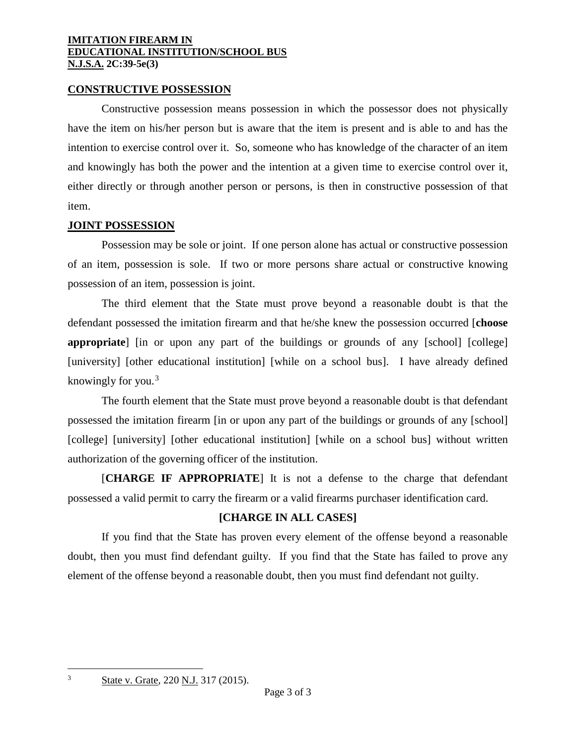## CONSTRUCTIVE POSSESSION

Constructive possession means possession in which the possessor does not physically have the item on his/her person but is aware that the item is present and is able to and has the intention to exercise control over it. So, someone who has knowledge of the character of an item and knowingly has both the power and the intention at a given time to exercise control over it, either directly or through another person or persons, is then in constructive possession of that item.

## JOINT POSSESSION

Possession may be sole or joint. If one person alone has actual or constructive possession of an item, possession is sole. If two or more persons share actual or constructive knowing possession of an item, possession is joint.

The third element that the State must prove beyond a reasonable doubt is that the defendant possessed the imitation firearm and that he/she knew the possession occurred [**choose appropriate**] [in or upon any part of the buildings or grounds of any [school] [college] [university] [other educational institution] [while on a school bus]. I have already defined knowingly for you.[3]

The fourth element that the State must prove beyond a reasonable doubt is that defendant possessed the imitation firearm [in or upon any part of the buildings or grounds of any [school] [college] [university] [other educational institution] [while on a school bus] without written authorization of the governing officer of the institution.

[**CHARGE IF APPROPRIATE**] It is not a defense to the charge that defendant possessed a valid permit to carry the firearm or a valid firearms purchaser identification card.

**[CHARGE IN ALL CASES]**

If you find that the State has proven every element of the offense beyond a reasonable doubt, then you must find defendant guilty. If you find that the State has failed to prove any element of the offense beyond a reasonable doubt, then you must find defendant not guilty.

---

[3] State v. Grate, 220 N.J. 317 (2015).